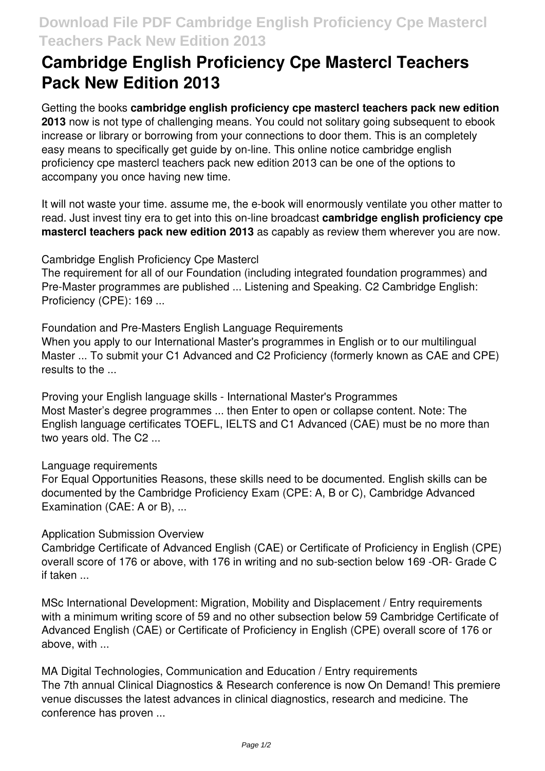# Cambridge English Proficiency Cpe Mastercl Teachers Pack New Edition 2013

Getting the books **cambridge english proficiency cpe mastercl teachers pack new edition 2013** now is not type of challenging means. You could not solitary going subsequent to ebook increase or library or borrowing from your connections to door them. This is an completely easy means to specifically get guide by on-line. This online notice cambridge english proficiency cpe mastercl teachers pack new edition 2013 can be one of the options to accompany you once having new time.

It will not waste your time. assume me, the e-book will enormously ventilate you other matter to read. Just invest tiny era to get into this on-line broadcast **cambridge english proficiency cpe mastercl teachers pack new edition 2013** as capably as review them wherever you are now.

Cambridge English Proficiency Cpe Mastercl
The requirement for all of our Foundation (including integrated foundation programmes) and Pre-Master programmes are published ... Listening and Speaking. C2 Cambridge English: Proficiency (CPE): 169 ...

Foundation and Pre-Masters English Language Requirements
When you apply to our International Master's programmes in English or to our multilingual Master ... To submit your C1 Advanced and C2 Proficiency (formerly known as CAE and CPE) results to the ...

Proving your English language skills - International Master's Programmes
Most Master's degree programmes ... then Enter to open or collapse content. Note: The English language certificates TOEFL, IELTS and C1 Advanced (CAE) must be no more than two years old. The C2 ...

Language requirements
For Equal Opportunities Reasons, these skills need to be documented. English skills can be documented by the Cambridge Proficiency Exam (CPE: A, B or C), Cambridge Advanced Examination (CAE: A or B), ...

Application Submission Overview
Cambridge Certificate of Advanced English (CAE) or Certificate of Proficiency in English (CPE) overall score of 176 or above, with 176 in writing and no sub-section below 169 -OR- Grade C if taken ...

MSc International Development: Migration, Mobility and Displacement / Entry requirements
with a minimum writing score of 59 and no other subsection below 59 Cambridge Certificate of Advanced English (CAE) or Certificate of Proficiency in English (CPE) overall score of 176 or above, with ...

MA Digital Technologies, Communication and Education / Entry requirements
The 7th annual Clinical Diagnostics & Research conference is now On Demand! This premiere venue discusses the latest advances in clinical diagnostics, research and medicine. The conference has proven ...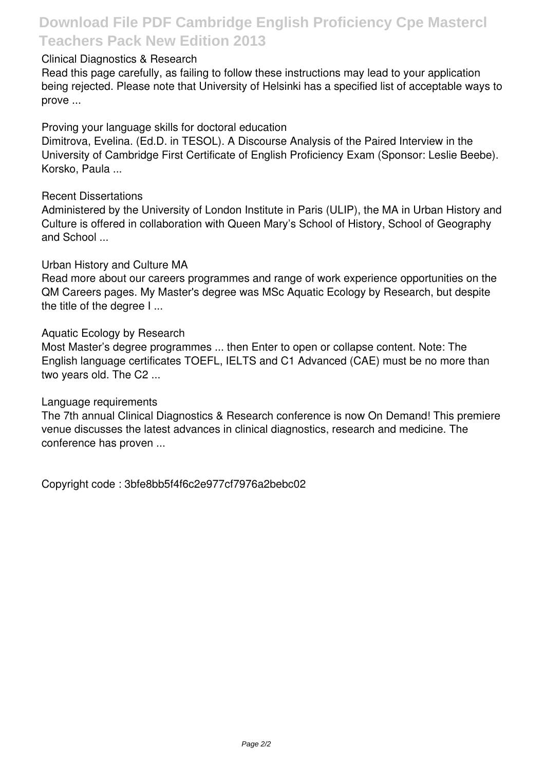Clinical Diagnostics & Research

Read this page carefully, as failing to follow these instructions may lead to your application being rejected. Please note that University of Helsinki has a specified list of acceptable ways to prove ...

Proving your language skills for doctoral education

Dimitrova, Evelina. (Ed.D. in TESOL). A Discourse Analysis of the Paired Interview in the University of Cambridge First Certificate of English Proficiency Exam (Sponsor: Leslie Beebe). Korsko, Paula ...

Recent Dissertations

Administered by the University of London Institute in Paris (ULIP), the MA in Urban History and Culture is offered in collaboration with Queen Mary's School of History, School of Geography and School ...

Urban History and Culture MA

Read more about our careers programmes and range of work experience opportunities on the QM Careers pages. My Master's degree was MSc Aquatic Ecology by Research, but despite the title of the degree I ...

Aquatic Ecology by Research

Most Master's degree programmes ... then Enter to open or collapse content. Note: The English language certificates TOEFL, IELTS and C1 Advanced (CAE) must be no more than two years old. The C2 ...

Language requirements

The 7th annual Clinical Diagnostics & Research conference is now On Demand! This premiere venue discusses the latest advances in clinical diagnostics, research and medicine. The conference has proven ...

Copyright code : 3bfe8bb5f4f6c2e977cf7976a2bebc02